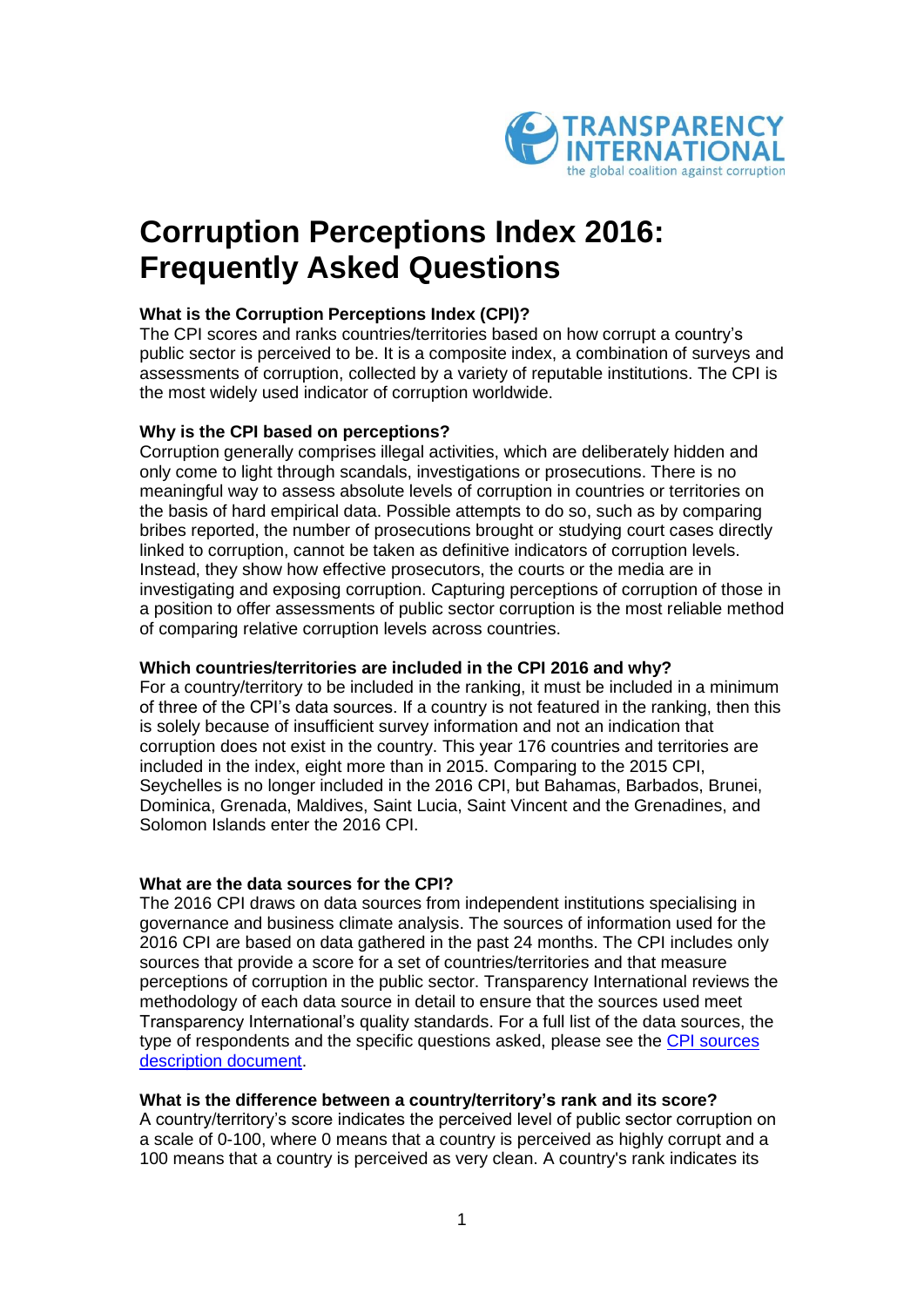# Corruption Perceptions Index 2016: Frequently Asked Questions

**What is the Corruption Perceptions Index (CPI)?**

The CPI scores and ranks countries/territories based on how corrupt a country's public sector is perceived to be. It is a composite index, a combination of surveys and assessments of corruption, collected by a variety of reputable institutions. The CPI is the most widely used indicator of corruption worldwide.

**Why is the CPI based on perceptions?**

Corruption generally comprises illegal activities, which are deliberately hidden and only come to light through scandals, investigations or prosecutions. There is no meaningful way to assess absolute levels of corruption in countries or territories on the basis of hard empirical data. Possible attempts to do so, such as by comparing bribes reported, the number of prosecutions brought or studying court cases directly linked to corruption, cannot be taken as definitive indicators of corruption levels. Instead, they show how effective prosecutors, the courts or the media are in investigating and exposing corruption. Capturing perceptions of corruption of those in a position to offer assessments of public sector corruption is the most reliable method of comparing relative corruption levels across countries.

**Which countries/territories are included in the CPI 2016 and why?**

For a country/territory to be included in the ranking, it must be included in a minimum of three of the CPI's data sources. If a country is not featured in the ranking, then this is solely because of insufficient survey information and not an indication that corruption does not exist in the country. This year 176 countries and territories are included in the index, eight more than in 2015. Comparing to the 2015 CPI, Seychelles is no longer included in the 2016 CPI, but Bahamas, Barbados, Brunei, Dominica, Grenada, Maldives, Saint Lucia, Saint Vincent and the Grenadines, and Solomon Islands enter the 2016 CPI.

**What are the data sources for the CPI?**

The 2016 CPI draws on data sources from independent institutions specialising in governance and business climate analysis. The sources of information used for the 2016 CPI are based on data gathered in the past 24 months. The CPI includes only sources that provide a score for a set of countries/territories and that measure perceptions of corruption in the public sector. Transparency International reviews the methodology of each data source in detail to ensure that the sources used meet Transparency International's quality standards. For a full list of the data sources, the type of respondents and the specific questions asked, please see the CPI sources description document.

**What is the difference between a country/territory's rank and its score?**

A country/territory's score indicates the perceived level of public sector corruption on a scale of 0-100, where 0 means that a country is perceived as highly corrupt and a 100 means that a country is perceived as very clean. A country's rank indicates its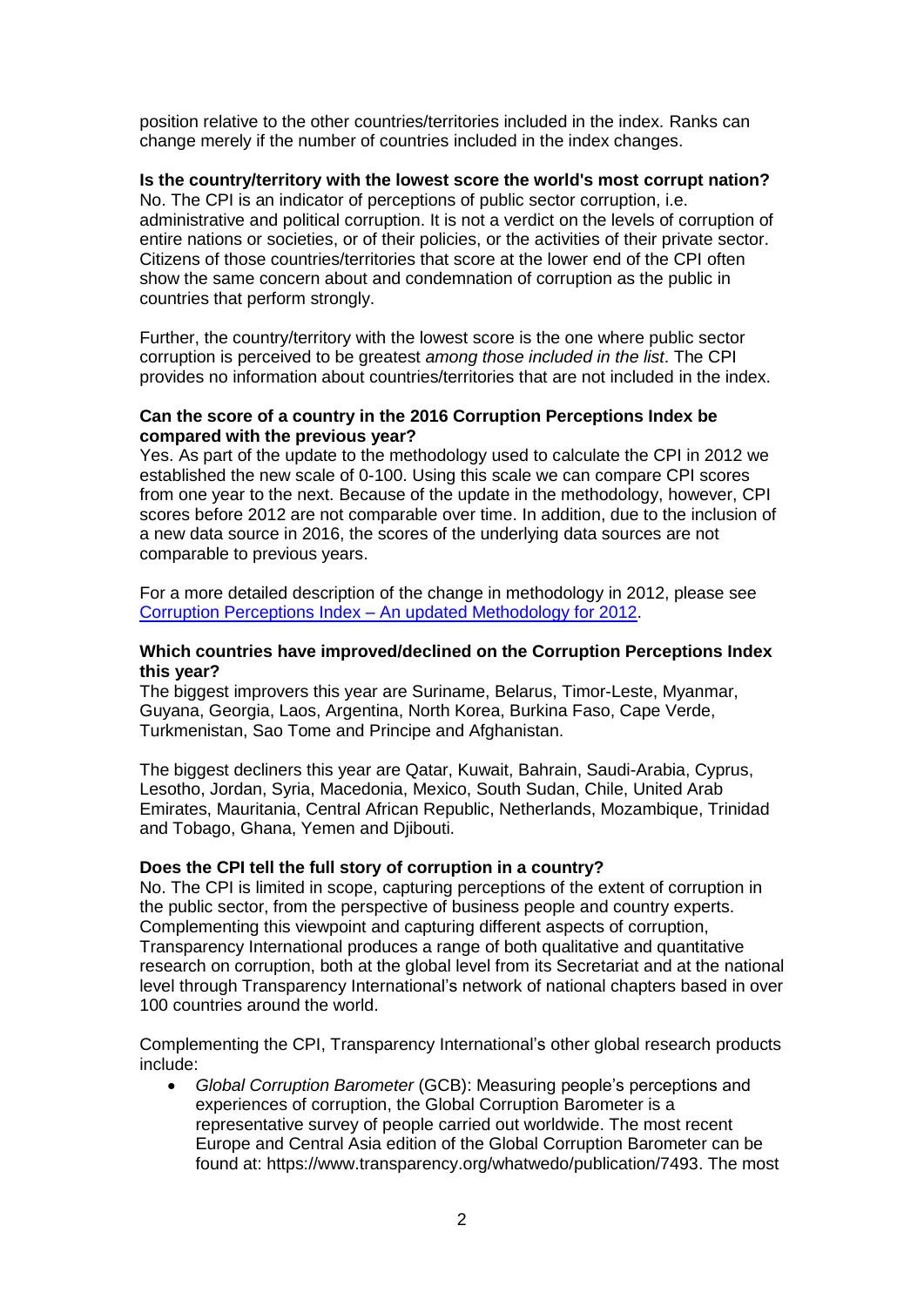position relative to the other countries/territories included in the index. Ranks can change merely if the number of countries included in the index changes.

**Is the country/territory with the lowest score the world's most corrupt nation?**
No. The CPI is an indicator of perceptions of public sector corruption, i.e. administrative and political corruption. It is not a verdict on the levels of corruption of entire nations or societies, or of their policies, or the activities of their private sector. Citizens of those countries/territories that score at the lower end of the CPI often show the same concern about and condemnation of corruption as the public in countries that perform strongly.

Further, the country/territory with the lowest score is the one where public sector corruption is perceived to be greatest *among those included in the list*. The CPI provides no information about countries/territories that are not included in the index.

**Can the score of a country in the 2016 Corruption Perceptions Index be compared with the previous year?**
Yes. As part of the update to the methodology used to calculate the CPI in 2012 we established the new scale of 0-100. Using this scale we can compare CPI scores from one year to the next. Because of the update in the methodology, however, CPI scores before 2012 are not comparable over time. In addition, due to the inclusion of a new data source in 2016, the scores of the underlying data sources are not comparable to previous years.

For a more detailed description of the change in methodology in 2012, please see [Corruption Perceptions Index – An updated Methodology for 2012](Corruption Perceptions Index – An updated Methodology for 2012).

**Which countries have improved/declined on the Corruption Perceptions Index this year?**
The biggest improvers this year are Suriname, Belarus, Timor-Leste, Myanmar, Guyana, Georgia, Laos, Argentina, North Korea, Burkina Faso, Cape Verde, Turkmenistan, Sao Tome and Principe and Afghanistan.

The biggest decliners this year are Qatar, Kuwait, Bahrain, Saudi-Arabia, Cyprus, Lesotho, Jordan, Syria, Macedonia, Mexico, South Sudan, Chile, United Arab Emirates, Mauritania, Central African Republic, Netherlands, Mozambique, Trinidad and Tobago, Ghana, Yemen and Djibouti.

**Does the CPI tell the full story of corruption in a country?**
No. The CPI is limited in scope, capturing perceptions of the extent of corruption in the public sector, from the perspective of business people and country experts. Complementing this viewpoint and capturing different aspects of corruption, Transparency International produces a range of both qualitative and quantitative research on corruption, both at the global level from its Secretariat and at the national level through Transparency International's network of national chapters based in over 100 countries around the world.

Complementing the CPI, Transparency International's other global research products include:

- *Global Corruption Barometer* (GCB): Measuring people's perceptions and experiences of corruption, the Global Corruption Barometer is a representative survey of people carried out worldwide. The most recent Europe and Central Asia edition of the Global Corruption Barometer can be found at: https://www.transparency.org/whatwedo/publication/7493. The most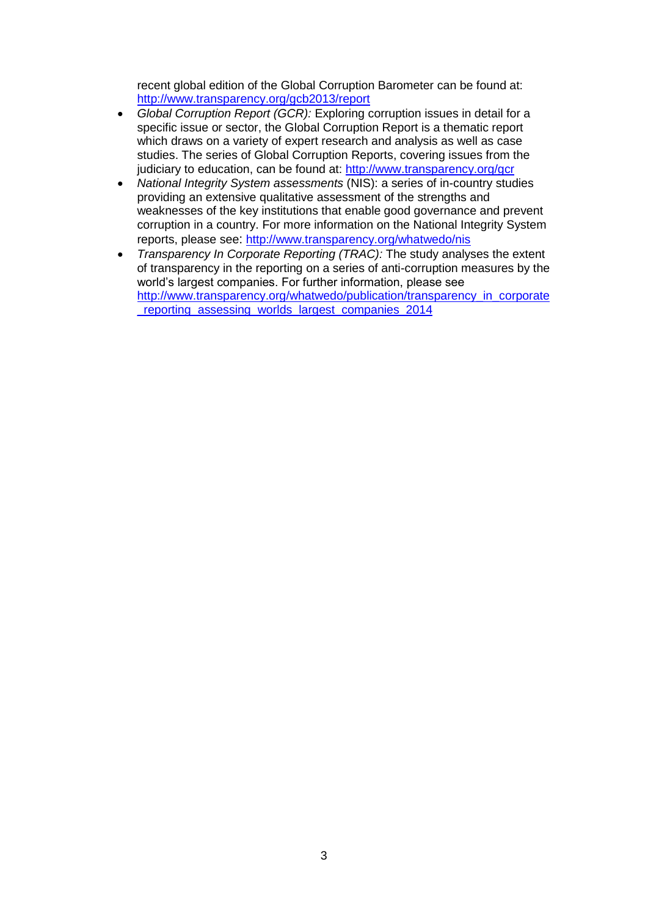recent global edition of the Global Corruption Barometer can be found at: http://www.transparency.org/gcb2013/report

- *Global Corruption Report (GCR):* Exploring corruption issues in detail for a specific issue or sector, the Global Corruption Report is a thematic report which draws on a variety of expert research and analysis as well as case studies. The series of Global Corruption Reports, covering issues from the judiciary to education, can be found at: http://www.transparency.org/gcr
- *National Integrity System assessments* (NIS): a series of in-country studies providing an extensive qualitative assessment of the strengths and weaknesses of the key institutions that enable good governance and prevent corruption in a country. For more information on the National Integrity System reports, please see: http://www.transparency.org/whatwedo/nis
- *Transparency In Corporate Reporting (TRAC):* The study analyses the extent of transparency in the reporting on a series of anti-corruption measures by the world's largest companies. For further information, please see http://www.transparency.org/whatwedo/publication/transparency_in_corporate_reporting_assessing_worlds_largest_companies_2014